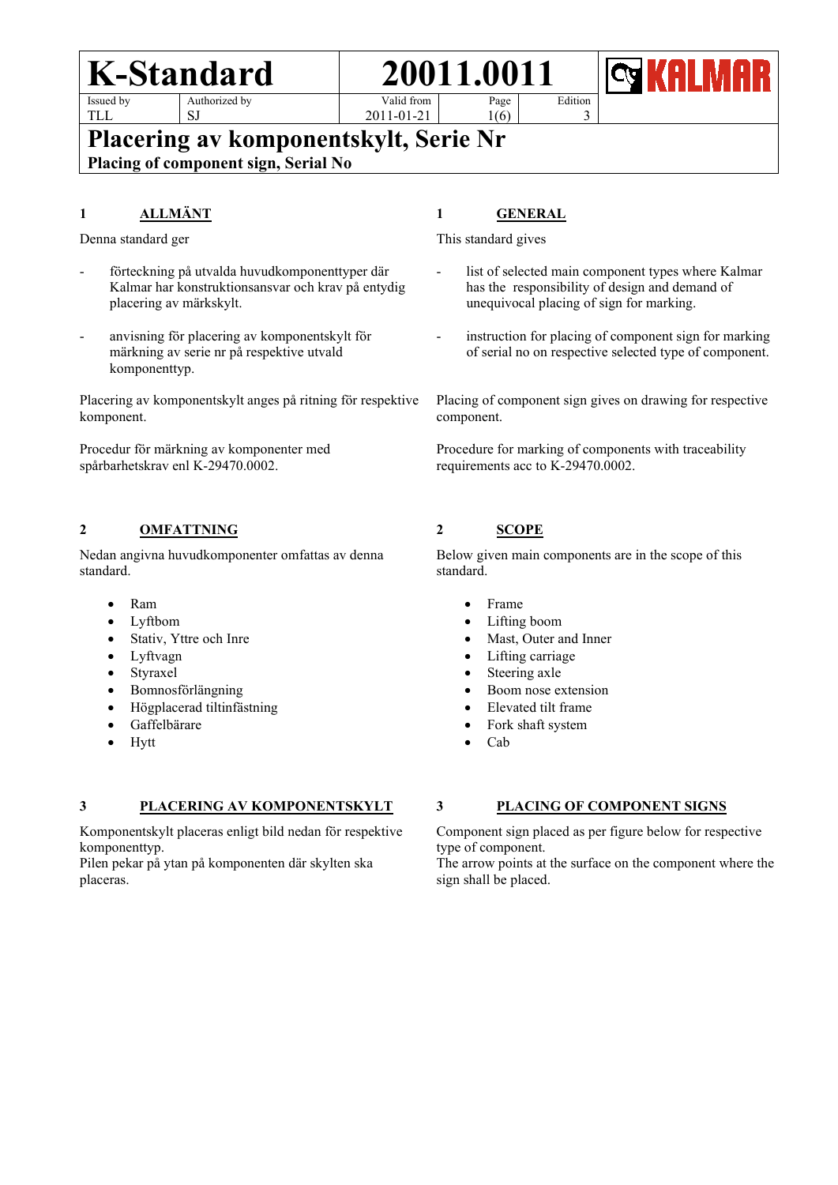| K-Standard | | 20011.0011 | | | KALMAR |
|---|---|---|---|---|---|
| Issued by TLL | Authorized by SJ | Valid from 2011-01-21 | Page 1(6) | Edition 3 | |

# Placering av komponentskylt, Serie Nr

**Placing of component sign, Serial No**

## 1 ALLMÄNT

Denna standard ger

- förteckning på utvalda huvudkomponenttyper där Kalmar har konstruktionsansvar och krav på entydig placering av märkskylt.
- anvisning för placering av komponentskylt för märkning av serie nr på respektive utvald komponenttyp.

Placering av komponentskylt anges på ritning för respektive komponent.

Procedur för märkning av komponenter med spårbarhetskrav enl K-29470.0002.

## 1 GENERAL

This standard gives

- list of selected main component types where Kalmar has the responsibility of design and demand of unequivocal placing of sign for marking.
- instruction for placing of component sign for marking of serial no on respective selected type of component.

Placing of component sign gives on drawing for respective component.

Procedure for marking of components with traceability requirements acc to K-29470.0002.

## 2 OMFATTNING

Nedan angivna huvudkomponenter omfattas av denna standard.

- Ram
- Lyftbom
- Stativ, Yttre och Inre
- Lyftvagn
- Styraxel
- Bomnosförlängning
- Högplacerad tiltinfästning
- Gaffelbärare
- Hytt

## 2 SCOPE

Below given main components are in the scope of this standard.

- Frame
- Lifting boom
- Mast, Outer and Inner
- Lifting carriage
- Steering axle
- Boom nose extension
- Elevated tilt frame
- Fork shaft system
- Cab

## 3 PLACERING AV KOMPONENTSKYLT

Komponentskylt placeras enligt bild nedan för respektive komponenttyp.
Pilen pekar på ytan på komponenten där skylten ska placeras.

## 3 PLACING OF COMPONENT SIGNS

Component sign placed as per figure below for respective type of component.
The arrow points at the surface on the component where the sign shall be placed.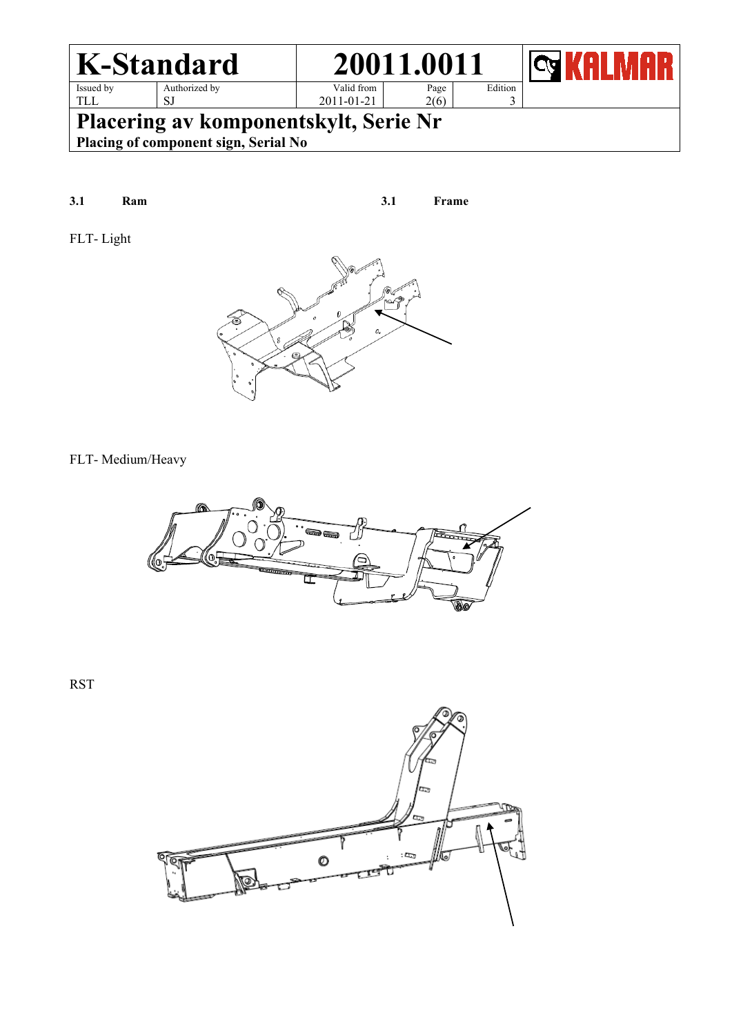**3.1 Ram** | **3.1 Frame**

FLT- Light

FLT- Medium/Heavy

RST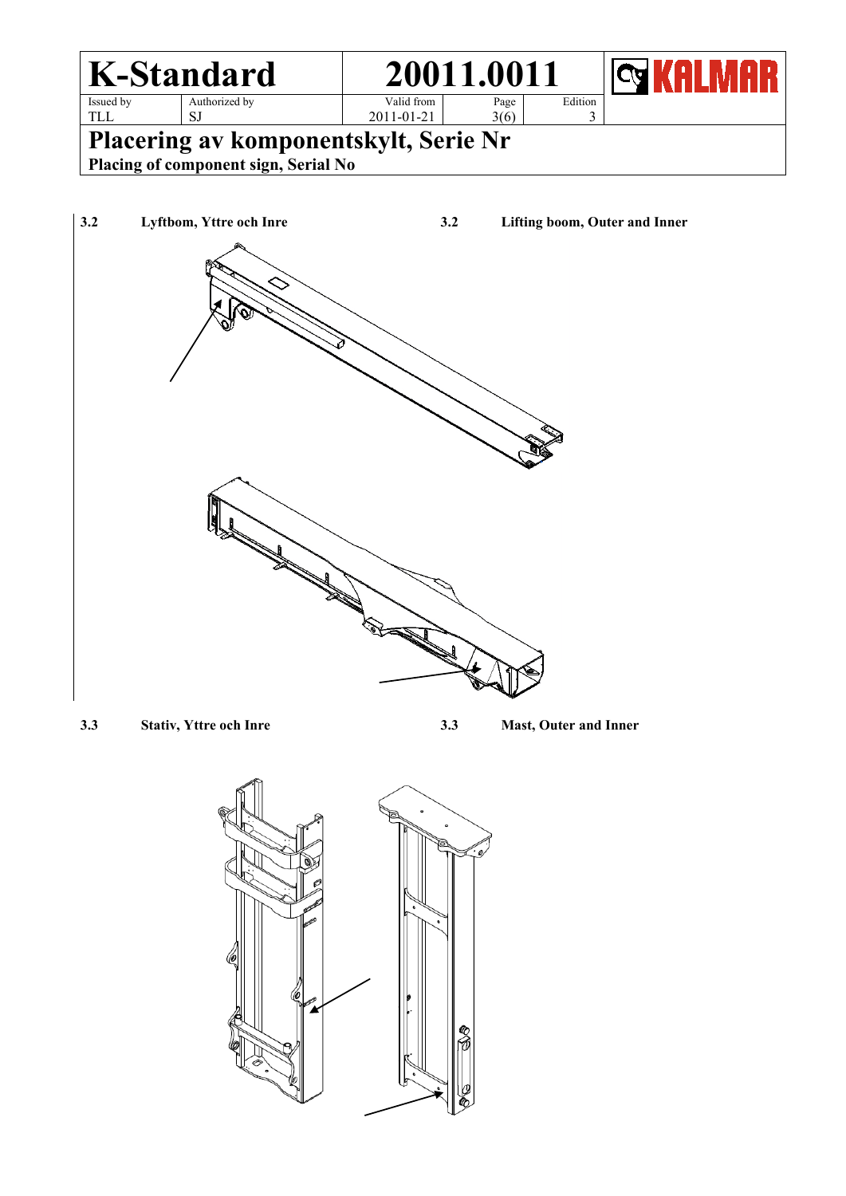| 3.2 | Lyftbom, Yttre och Inre | 3.2 | Lifting boom, Outer and Inner |
|---|---|---|---|

| 3.3 | Stativ, Yttre och Inre | 3.3 | Mast, Outer and Inner |
|---|---|---|---|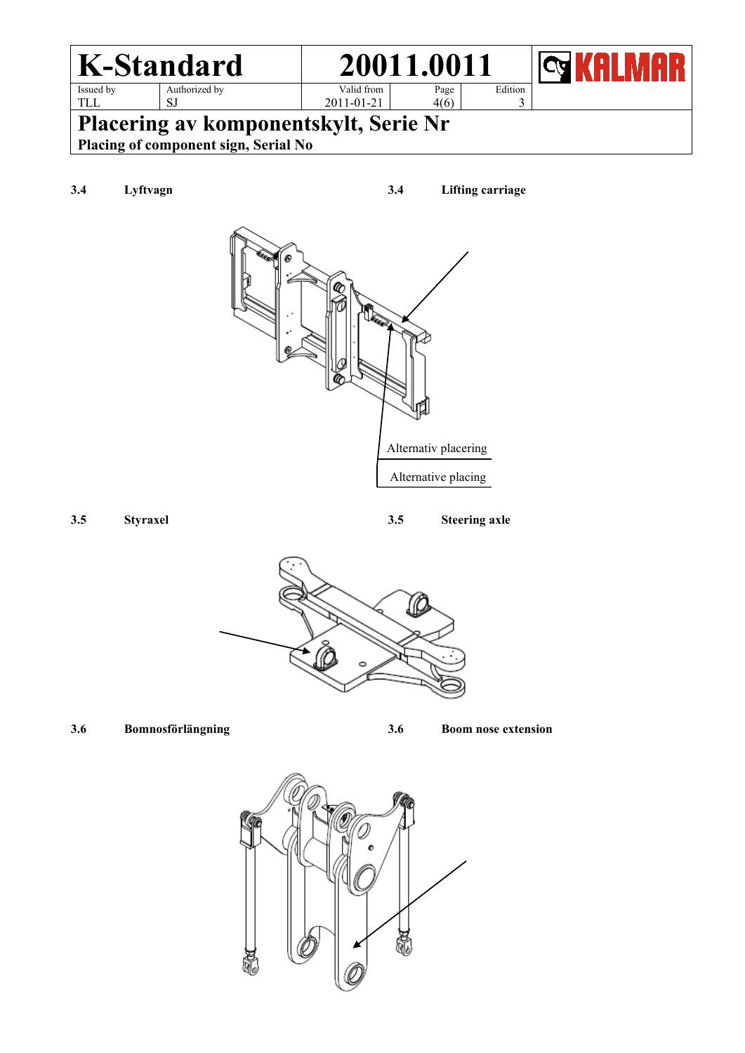### 3.4 Lyftvagn

### 3.4 Lifting carriage

Alternativ placering

Alternative placing

### 3.5 Styraxel

### 3.5 Steering axle

### 3.6 Bomnosförlängning

### 3.6 Boom nose extension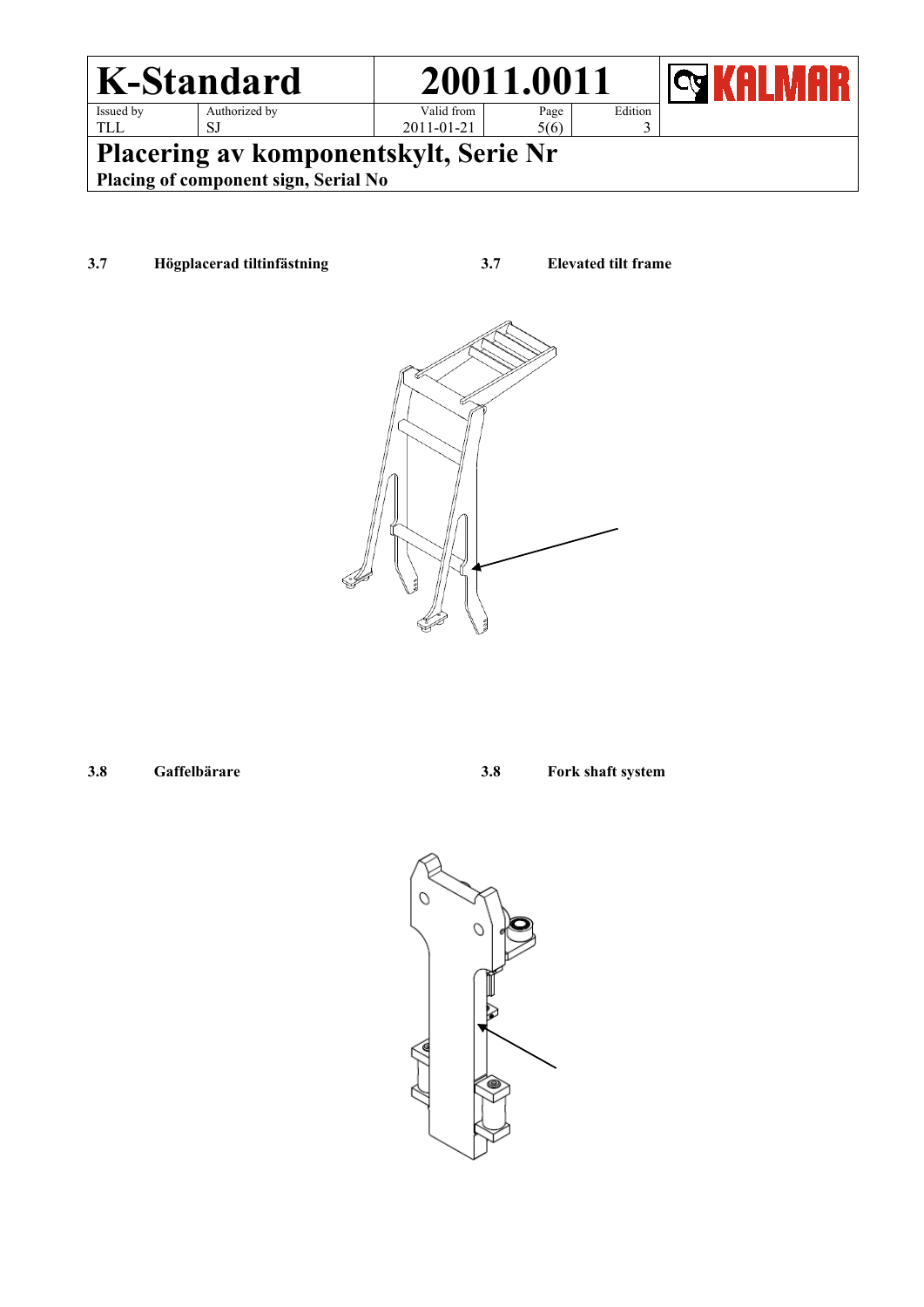**3.7 Högplacerad tiltinfästning**

**3.7 Elevated tilt frame**

**3.8 Gaffelbärare**

**3.8 Fork shaft system**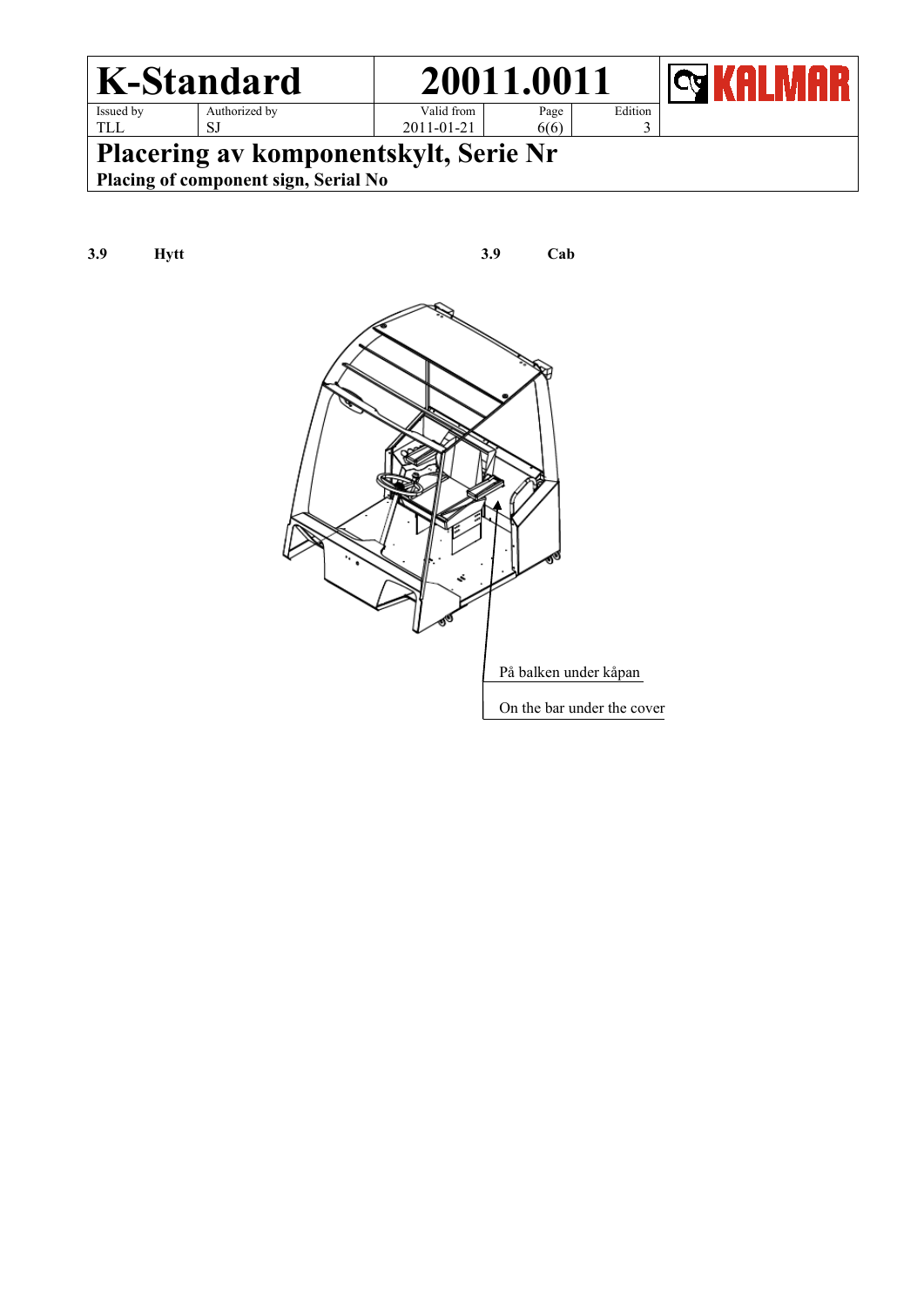### 3.9 Hytt

### 3.9 Cab

På balken under kåpan

On the bar under the cover